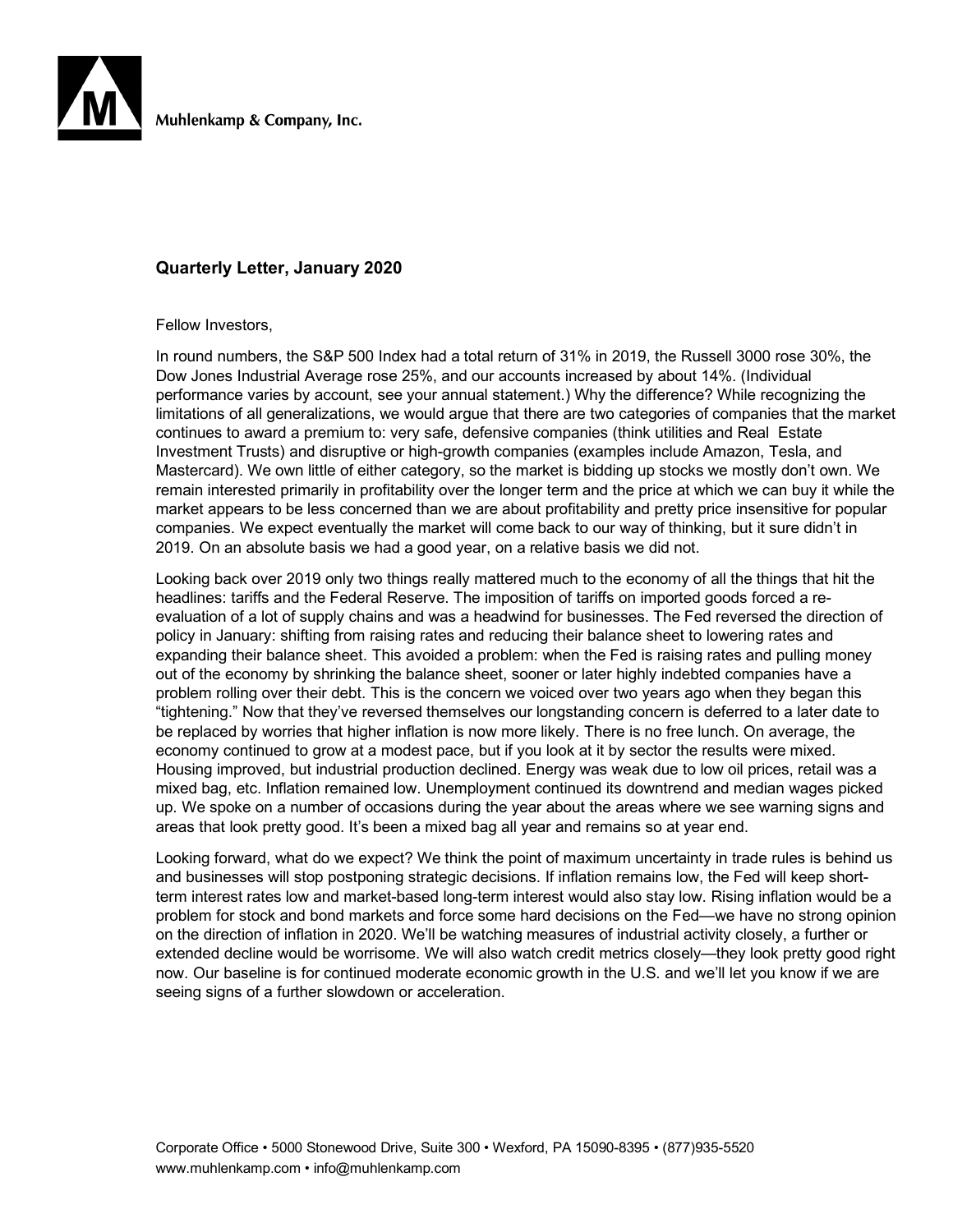Muhlenkamp & Company, Inc.

## Quarterly Letter, January 2020

Fellow Investors,

In round numbers, the S&P 500 Index had a total return of 31% in 2019, the Russell 3000 rose 30%, the Dow Jones Industrial Average rose 25%, and our accounts increased by about 14%. (Individual performance varies by account, see your annual statement.) Why the difference? While recognizing the limitations of all generalizations, we would argue that there are two categories of companies that the market continues to award a premium to: very safe, defensive companies (think utilities and Real Estate Investment Trusts) and disruptive or high-growth companies (examples include Amazon, Tesla, and Mastercard). We own little of either category, so the market is bidding up stocks we mostly don't own. We remain interested primarily in profitability over the longer term and the price at which we can buy it while the market appears to be less concerned than we are about profitability and pretty price insensitive for popular companies. We expect eventually the market will come back to our way of thinking, but it sure didn't in 2019. On an absolute basis we had a good year, on a relative basis we did not.

Looking back over 2019 only two things really mattered much to the economy of all the things that hit the headlines: tariffs and the Federal Reserve. The imposition of tariffs on imported goods forced a re-evaluation of a lot of supply chains and was a headwind for businesses. The Fed reversed the direction of policy in January: shifting from raising rates and reducing their balance sheet to lowering rates and expanding their balance sheet. This avoided a problem: when the Fed is raising rates and pulling money out of the economy by shrinking the balance sheet, sooner or later highly indebted companies have a problem rolling over their debt. This is the concern we voiced over two years ago when they began this "tightening." Now that they've reversed themselves our longstanding concern is deferred to a later date to be replaced by worries that higher inflation is now more likely. There is no free lunch. On average, the economy continued to grow at a modest pace, but if you look at it by sector the results were mixed. Housing improved, but industrial production declined. Energy was weak due to low oil prices, retail was a mixed bag, etc. Inflation remained low. Unemployment continued its downtrend and median wages picked up. We spoke on a number of occasions during the year about the areas where we see warning signs and areas that look pretty good. It's been a mixed bag all year and remains so at year end.

Looking forward, what do we expect? We think the point of maximum uncertainty in trade rules is behind us and businesses will stop postponing strategic decisions. If inflation remains low, the Fed will keep short-term interest rates low and market-based long-term interest would also stay low. Rising inflation would be a problem for stock and bond markets and force some hard decisions on the Fed—we have no strong opinion on the direction of inflation in 2020. We'll be watching measures of industrial activity closely, a further or extended decline would be worrisome. We will also watch credit metrics closely—they look pretty good right now. Our baseline is for continued moderate economic growth in the U.S. and we'll let you know if we are seeing signs of a further slowdown or acceleration.

Corporate Office • 5000 Stonewood Drive, Suite 300 • Wexford, PA 15090-8395 • (877)935-5520
www.muhlenkamp.com • info@muhlenkamp.com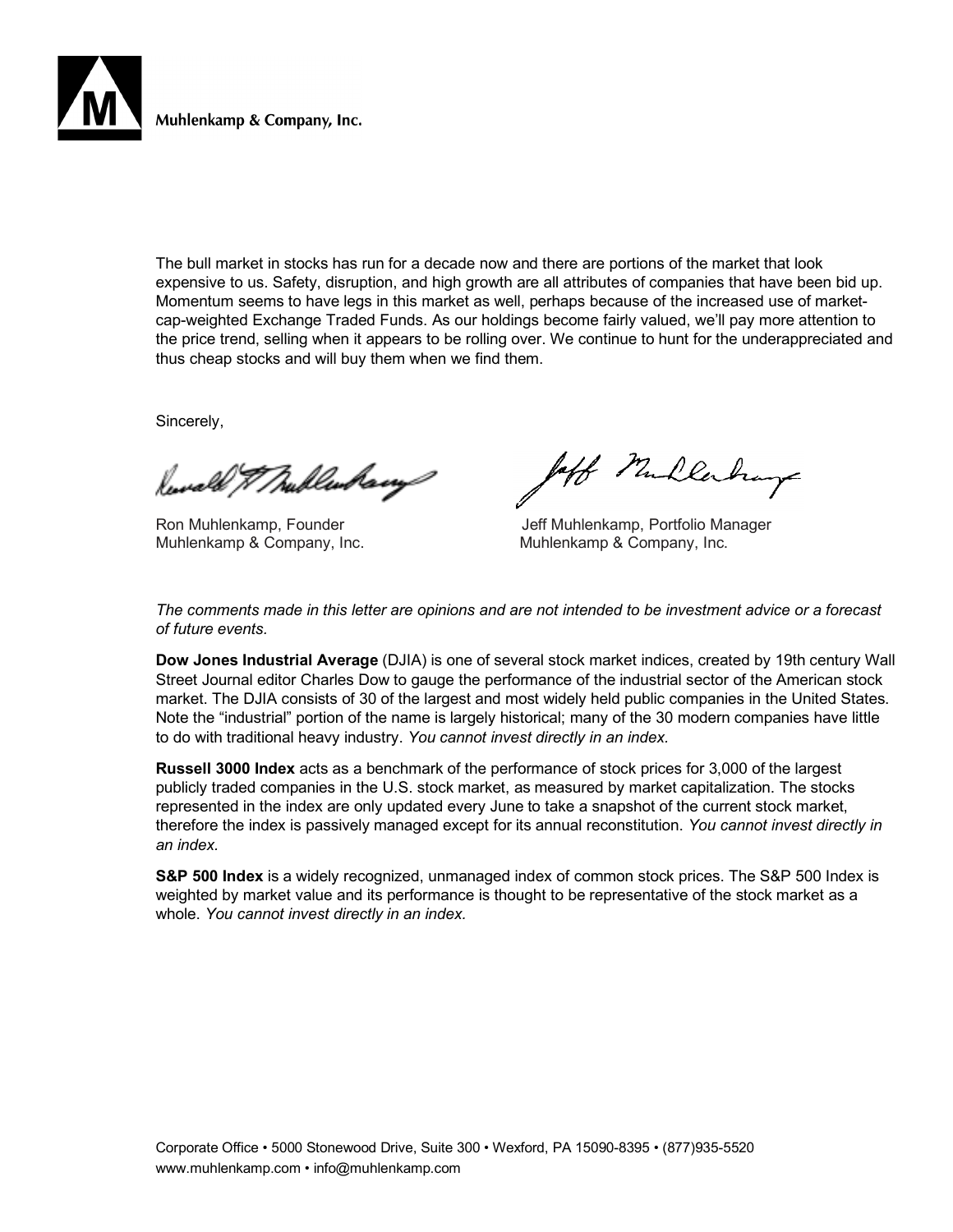The bull market in stocks has run for a decade now and there are portions of the market that look expensive to us. Safety, disruption, and high growth are all attributes of companies that have been bid up. Momentum seems to have legs in this market as well, perhaps because of the increased use of market-cap-weighted Exchange Traded Funds. As our holdings become fairly valued, we'll pay more attention to the price trend, selling when it appears to be rolling over. We continue to hunt for the underappreciated and thus cheap stocks and will buy them when we find them.

Sincerely,

Ron Muhlenkamp, Founder
Muhlenkamp & Company, Inc.

Jeff Muhlenkamp, Portfolio Manager
Muhlenkamp & Company, Inc.

*The comments made in this letter are opinions and are not intended to be investment advice or a forecast of future events.*

**Dow Jones Industrial Average** (DJIA) is one of several stock market indices, created by 19th century Wall Street Journal editor Charles Dow to gauge the performance of the industrial sector of the American stock market. The DJIA consists of 30 of the largest and most widely held public companies in the United States. Note the "industrial" portion of the name is largely historical; many of the 30 modern companies have little to do with traditional heavy industry. *You cannot invest directly in an index.*

**Russell 3000 Index** acts as a benchmark of the performance of stock prices for 3,000 of the largest publicly traded companies in the U.S. stock market, as measured by market capitalization. The stocks represented in the index are only updated every June to take a snapshot of the current stock market, therefore the index is passively managed except for its annual reconstitution. *You cannot invest directly in an index.*

**S&P 500 Index** is a widely recognized, unmanaged index of common stock prices. The S&P 500 Index is weighted by market value and its performance is thought to be representative of the stock market as a whole. *You cannot invest directly in an index.*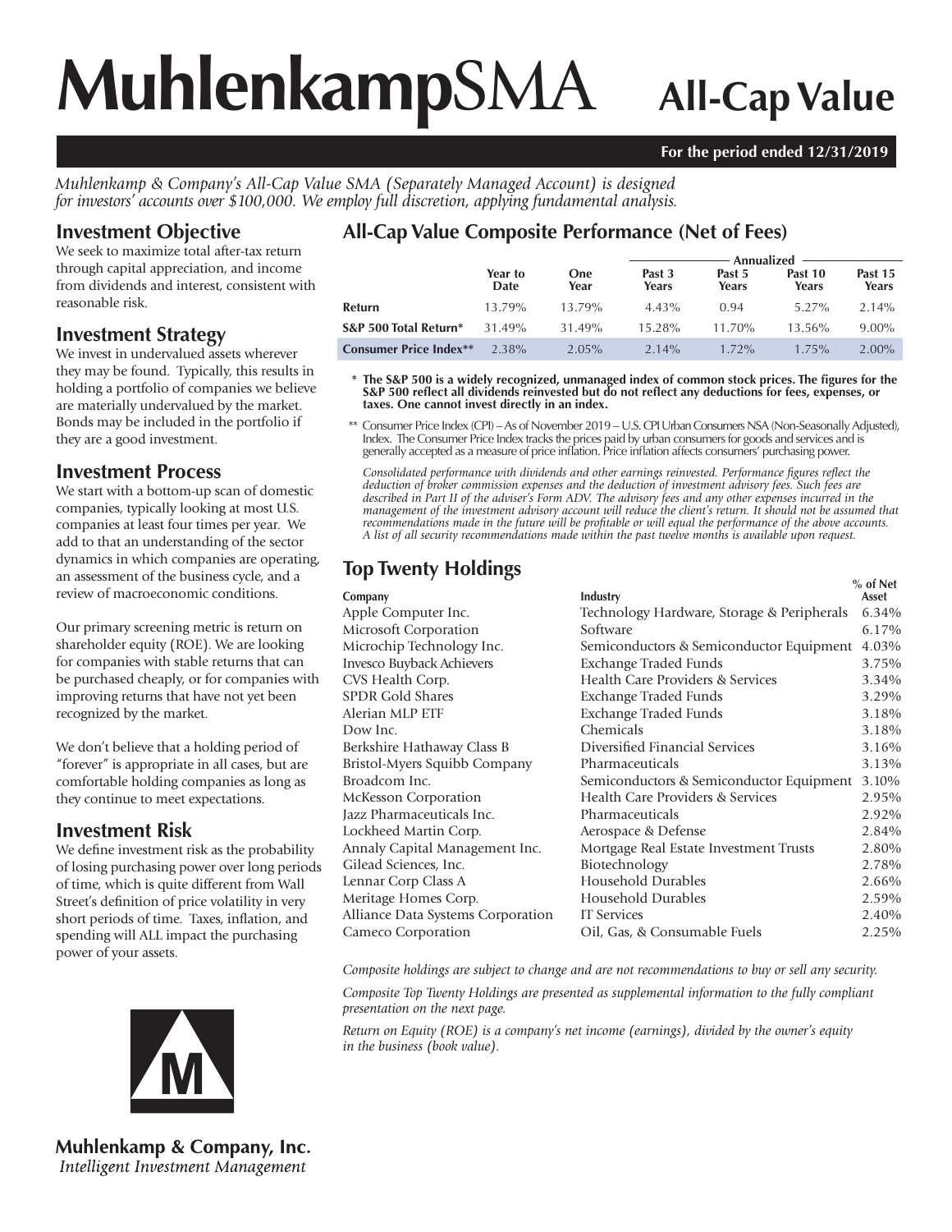# MuhlenkampSMA All-Cap Value

**For the period ended 12/31/2019**

*Muhlenkamp & Company's All-Cap Value SMA (Separately Managed Account) is designed for investors' accounts over $100,000. We employ full discretion, applying fundamental analysis.*

## Investment Objective

We seek to maximize total after-tax return through capital appreciation, and income from dividends and interest, consistent with reasonable risk.

## Investment Strategy

We invest in undervalued assets wherever they may be found. Typically, this results in holding a portfolio of companies we believe are materially undervalued by the market. Bonds may be included in the portfolio if they are a good investment.

## Investment Process

We start with a bottom-up scan of domestic companies, typically looking at most U.S. companies at least four times per year. We add to that an understanding of the sector dynamics in which companies are operating, an assessment of the business cycle, and a review of macroeconomic conditions.

Our primary screening metric is return on shareholder equity (ROE). We are looking for companies with stable returns that can be purchased cheaply, or for companies with improving returns that have not yet been recognized by the market.

We don't believe that a holding period of "forever" is appropriate in all cases, but are comfortable holding companies as long as they continue to meet expectations.

## Investment Risk

We define investment risk as the probability of losing purchasing power over long periods of time, which is quite different from Wall Street's definition of price volatility in very short periods of time. Taxes, inflation, and spending will ALL impact the purchasing power of your assets.

## All-Cap Value Composite Performance (Net of Fees)

| | | | Annualized | | | |
|---|---|---|---|---|---|---|
| | Year to Date | One Year | Past 3 Years | Past 5 Years | Past 10 Years | Past 15 Years |
| **Return** | 13.79% | 13.79% | 4.43% | 0.94 | 5.27% | 2.14% |
| **S&P 500 Total Return*** | 31.49% | 31.49% | 15.28% | 11.70% | 13.56% | 9.00% |
| **Consumer Price Index**** | 2.38% | 2.05% | 2.14% | 1.72% | 1.75% | 2.00% |

\* **The S&P 500 is a widely recognized, unmanaged index of common stock prices. The figures for the S&P 500 reflect all dividends reinvested but do not reflect any deductions for fees, expenses, or taxes. One cannot invest directly in an index.**

\*\* Consumer Price Index (CPI) – As of November 2019 – U.S. CPI Urban Consumers NSA (Non-Seasonally Adjusted), Index. The Consumer Price Index tracks the prices paid by urban consumers for goods and services and is generally accepted as a measure of price inflation. Price inflation affects consumers' purchasing power.

*Consolidated performance with dividends and other earnings reinvested. Performance figures reflect the deduction of broker commission expenses and the deduction of investment advisory fees. Such fees are described in Part II of the adviser's Form ADV. The advisory fees and any other expenses incurred in the management of the investment advisory account will reduce the client's return. It should not be assumed that recommendations made in the future will be profitable or will equal the performance of the above accounts. A list of all security recommendations made within the past twelve months is available upon request.*

## Top Twenty Holdings

| Company | Industry | % of Net Asset |
|---|---|---|
| Apple Computer Inc. | Technology Hardware, Storage & Peripherals | 6.34% |
| Microsoft Corporation | Software | 6.17% |
| Microchip Technology Inc. | Semiconductors & Semiconductor Equipment | 4.03% |
| Invesco Buyback Achievers | Exchange Traded Funds | 3.75% |
| CVS Health Corp. | Health Care Providers & Services | 3.34% |
| SPDR Gold Shares | Exchange Traded Funds | 3.29% |
| Alerian MLP ETF | Exchange Traded Funds | 3.18% |
| Dow Inc. | Chemicals | 3.18% |
| Berkshire Hathaway Class B | Diversified Financial Services | 3.16% |
| Bristol-Myers Squibb Company | Pharmaceuticals | 3.13% |
| Broadcom Inc. | Semiconductors & Semiconductor Equipment | 3.10% |
| McKesson Corporation | Health Care Providers & Services | 2.95% |
| Jazz Pharmaceuticals Inc. | Pharmaceuticals | 2.92% |
| Lockheed Martin Corp. | Aerospace & Defense | 2.84% |
| Annaly Capital Management Inc. | Mortgage Real Estate Investment Trusts | 2.80% |
| Gilead Sciences, Inc. | Biotechnology | 2.78% |
| Lennar Corp Class A | Household Durables | 2.66% |
| Meritage Homes Corp. | Household Durables | 2.59% |
| Alliance Data Systems Corporation | IT Services | 2.40% |
| Cameco Corporation | Oil, Gas, & Consumable Fuels | 2.25% |

*Composite holdings are subject to change and are not recommendations to buy or sell any security.*

*Composite Top Twenty Holdings are presented as supplemental information to the fully compliant presentation on the next page.*

*Return on Equity (ROE) is a company's net income (earnings), divided by the owner's equity in the business (book value).*

**Muhlenkamp & Company, Inc.**
*Intelligent Investment Management*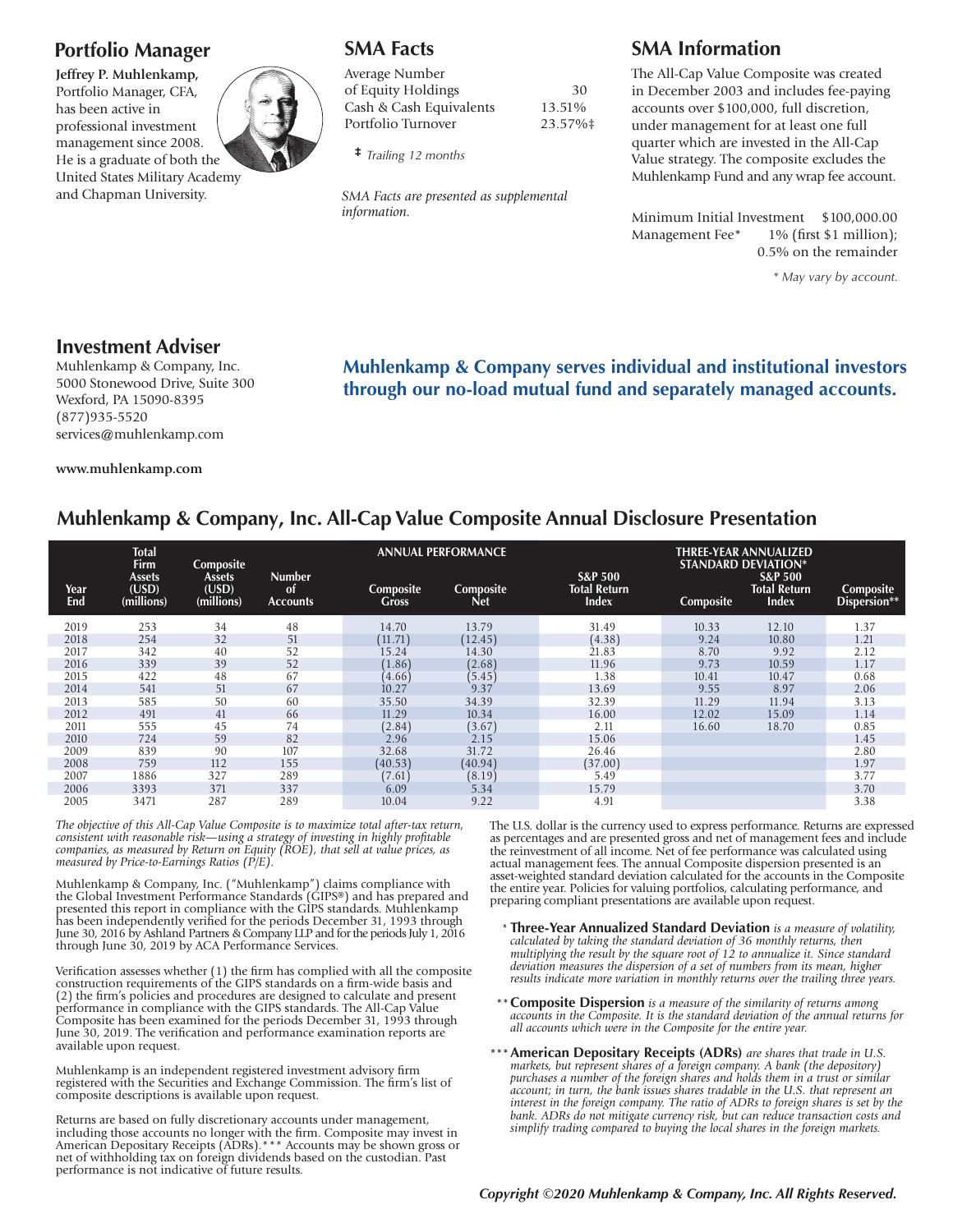## Portfolio Manager

**Jeffrey P. Muhlenkamp,** Portfolio Manager, CFA, has been active in professional investment management since 2008. He is a graduate of both the United States Military Academy and Chapman University.

## SMA Facts

| | |
|---|---|
| Average Number of Equity Holdings | 30 |
| Cash & Cash Equivalents | 13.51% |
| Portfolio Turnover | 23.57%‡ |

‡ *Trailing 12 months*

*SMA Facts are presented as supplemental information.*

## SMA Information

The All-Cap Value Composite was created in December 2003 and includes fee-paying accounts over $100,000, full discretion, under management for at least one full quarter which are invested in the All-Cap Value strategy. The composite excludes the Muhlenkamp Fund and any wrap fee account.

| | |
|---|---|
| Minimum Initial Investment | $100,000.00 |
| Management Fee* | 1% (first $1 million); 0.5% on the remainder |

*\* May vary by account.*

## Investment Adviser

Muhlenkamp & Company, Inc.
5000 Stonewood Drive, Suite 300
Wexford, PA 15090-8395
(877)935-5520
services@muhlenkamp.com

**www.muhlenkamp.com**

**Muhlenkamp & Company serves individual and institutional investors through our no-load mutual fund and separately managed accounts.**

## Muhlenkamp & Company, Inc. All-Cap Value Composite Annual Disclosure Presentation

| | | | | ANNUAL PERFORMANCE | | | THREE-YEAR ANNUALIZED STANDARD DEVIATION* | | |
|---|---|---|---|---|---|---|---|---|---|
| Year End | Total Firm Assets (USD) (millions) | Composite Assets (USD) (millions) | Number of Accounts | Composite Gross | Composite Net | S&P 500 Total Return Index | Composite | S&P 500 Total Return Index | Composite Dispersion** |
| 2019 | 253 | 34 | 48 | 14.70 | 13.79 | 31.49 | 10.33 | 12.10 | 1.37 |
| 2018 | 254 | 32 | 51 | (11.71) | (12.45) | (4.38) | 9.24 | 10.80 | 1.21 |
| 2017 | 342 | 40 | 52 | 15.24 | 14.30 | 21.83 | 8.70 | 9.92 | 2.12 |
| 2016 | 339 | 39 | 52 | (1.86) | (2.68) | 11.96 | 9.73 | 10.59 | 1.17 |
| 2015 | 422 | 48 | 67 | (4.66) | (5.45) | 1.38 | 10.41 | 10.47 | 0.68 |
| 2014 | 541 | 51 | 67 | 10.27 | 9.37 | 13.69 | 9.55 | 8.97 | 2.06 |
| 2013 | 585 | 50 | 60 | 35.50 | 34.39 | 32.39 | 11.29 | 11.94 | 3.13 |
| 2012 | 491 | 41 | 66 | 11.29 | 10.34 | 16.00 | 12.02 | 15.09 | 1.14 |
| 2011 | 555 | 45 | 74 | (2.84) | (3.67) | 2.11 | 16.60 | 18.70 | 0.85 |
| 2010 | 724 | 59 | 82 | 2.96 | 2.15 | 15.06 | | | 1.45 |
| 2009 | 839 | 90 | 107 | 32.68 | 31.72 | 26.46 | | | 2.80 |
| 2008 | 759 | 112 | 155 | (40.53) | (40.94) | (37.00) | | | 1.97 |
| 2007 | 1886 | 327 | 289 | (7.61) | (8.19) | 5.49 | | | 3.77 |
| 2006 | 3393 | 371 | 337 | 6.09 | 5.34 | 15.79 | | | 3.70 |
| 2005 | 3471 | 287 | 289 | 10.04 | 9.22 | 4.91 | | | 3.38 |

*The objective of this All-Cap Value Composite is to maximize total after-tax return, consistent with reasonable risk—using a strategy of investing in highly profitable companies, as measured by Return on Equity (ROE), that sell at value prices, as measured by Price-to-Earnings Ratios (P/E).*

Muhlenkamp & Company, Inc. ("Muhlenkamp") claims compliance with the Global Investment Performance Standards (GIPS®) and has prepared and presented this report in compliance with the GIPS standards. Muhlenkamp has been independently verified for the periods December 31, 1993 through June 30, 2016 by Ashland Partners & Company LLP and for the periods July 1, 2016 through June 30, 2019 by ACA Performance Services.

Verification assesses whether (1) the firm has complied with all the composite construction requirements of the GIPS standards on a firm-wide basis and (2) the firm's policies and procedures are designed to calculate and present performance in compliance with the GIPS standards. The All-Cap Value Composite has been examined for the periods December 31, 1993 through June 30, 2019. The verification and performance examination reports are available upon request.

Muhlenkamp is an independent registered investment advisory firm registered with the Securities and Exchange Commission. The firm's list of composite descriptions is available upon request.

Returns are based on fully discretionary accounts under management, including those accounts no longer with the firm. Composite may invest in American Depositary Receipts (ADRs).*** Accounts may be shown gross or net of withholding tax on foreign dividends based on the custodian. Past performance is not indicative of future results.

The U.S. dollar is the currency used to express performance. Returns are expressed as percentages and are presented gross and net of management fees and include the reinvestment of all income. Net of fee performance was calculated using actual management fees. The annual Composite dispersion presented is an asset-weighted standard deviation calculated for the accounts in the Composite the entire year. Policies for valuing portfolios, calculating performance, and preparing compliant presentations are available upon request.

\* **Three-Year Annualized Standard Deviation** *is a measure of volatility, calculated by taking the standard deviation of 36 monthly returns, then multiplying the result by the square root of 12 to annualize it. Since standard deviation measures the dispersion of a set of numbers from its mean, higher results indicate more variation in monthly returns over the trailing three years.*

\*\* **Composite Dispersion** *is a measure of the similarity of returns among accounts in the Composite. It is the standard deviation of the annual returns for all accounts which were in the Composite for the entire year.*

\*\*\* **American Depositary Receipts (ADRs)** *are shares that trade in U.S. markets, but represent shares of a foreign company. A bank (the depository) purchases a number of the foreign shares and holds them in a trust or similar account; in turn, the bank issues shares tradable in the U.S. that represent an interest in the foreign company. The ratio of ADRs to foreign shares is set by the bank. ADRs do not mitigate currency risk, but can reduce transaction costs and simplify trading compared to buying the local shares in the foreign markets.*

***Copyright ©2020 Muhlenkamp & Company, Inc. All Rights Reserved.***